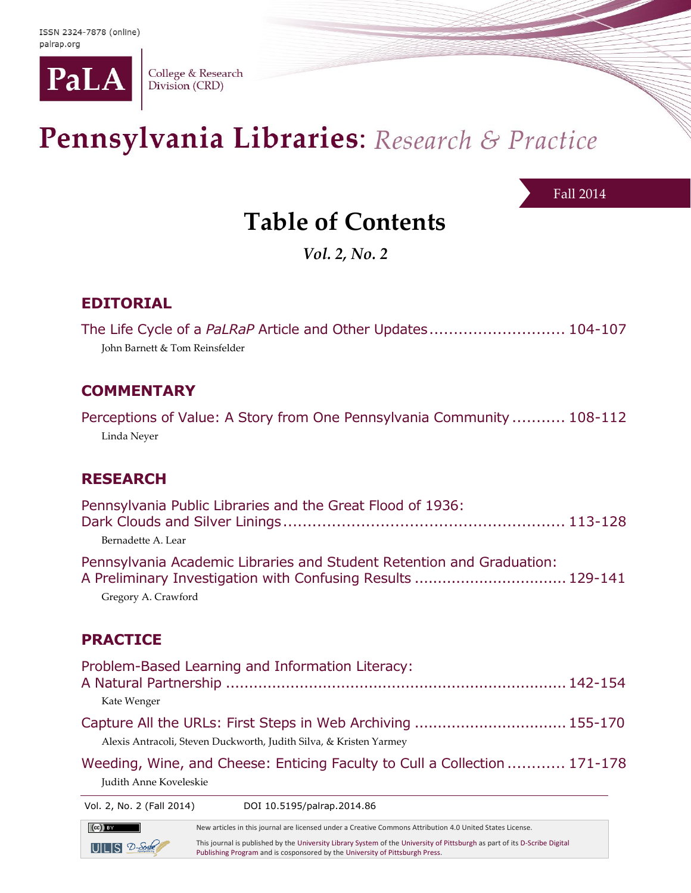ISSN 2324-7878 (online)
palrap.org

PaLA | College & Research Division (CRD)

# Pennsylvania Libraries: *Research & Practice*

Fall 2014

## Table of Contents

*Vol. 2, No. 2*

### EDITORIAL

The Life Cycle of a *PaLRaP* Article and Other Updates ............................ 104-107
John Barnett & Tom Reinsfelder

### COMMENTARY

Perceptions of Value: A Story from One Pennsylvania Community ........... 108-112
Linda Neyer

### RESEARCH

Pennsylvania Public Libraries and the Great Flood of 1936: Dark Clouds and Silver Linings .......................................................... 113-128
Bernadette A. Lear

Pennsylvania Academic Libraries and Student Retention and Graduation: A Preliminary Investigation with Confusing Results ................................ 129-141
Gregory A. Crawford

### PRACTICE

Problem-Based Learning and Information Literacy: A Natural Partnership ......................................................................... 142-154
Kate Wenger

Capture All the URLs: First Steps in Web Archiving ................................ 155-170
Alexis Antracoli, Steven Duckworth, Judith Silva, & Kristen Yarmey

Weeding, Wine, and Cheese: Enticing Faculty to Cull a Collection ............ 171-178
Judith Anne Koveleskie

Vol. 2, No. 2 (Fall 2014) DOI 10.5195/palrap.2014.86

New articles in this journal are licensed under a Creative Commons Attribution 4.0 United States License.

This journal is published by the University Library System of the University of Pittsburgh as part of its D-Scribe Digital Publishing Program and is cosponsored by the University of Pittsburgh Press.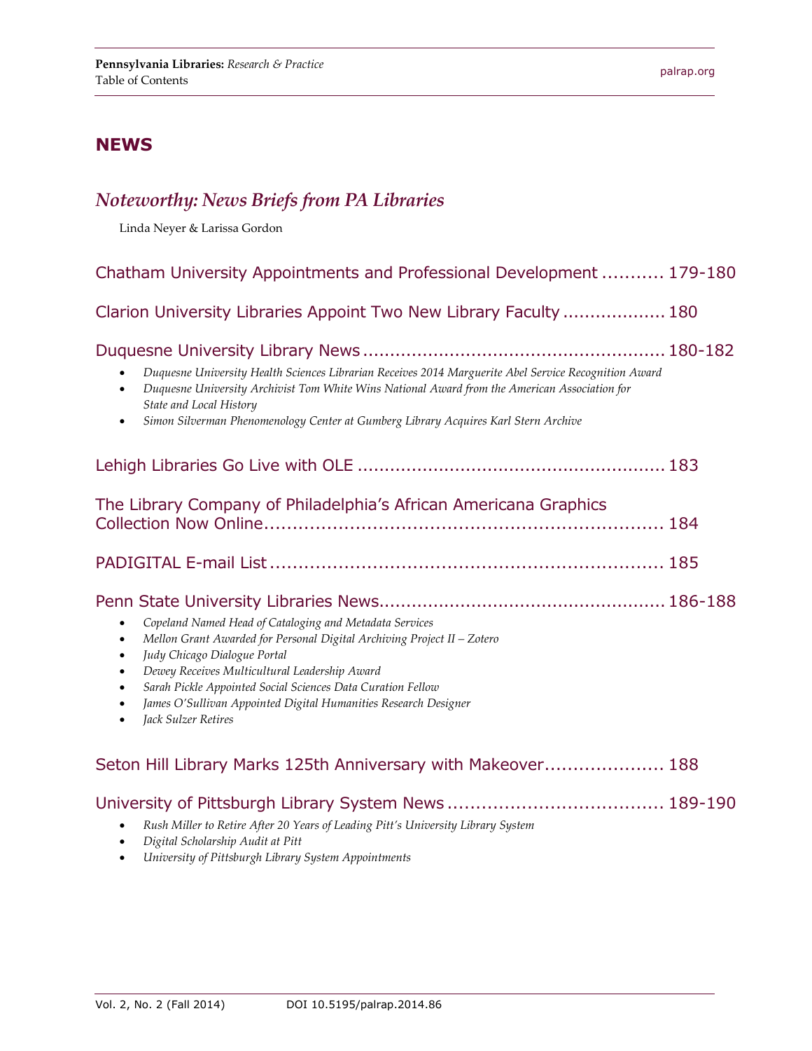## NEWS

### *Noteworthy: News Briefs from PA Libraries*

Linda Neyer & Larissa Gordon

Chatham University Appointments and Professional Development ........... 179-180

Clarion University Libraries Appoint Two New Library Faculty .................. 180

Duquesne University Library News ....................................................... 180-182

- *Duquesne University Health Sciences Librarian Receives 2014 Marguerite Abel Service Recognition Award*
- *Duquesne University Archivist Tom White Wins National Award from the American Association for State and Local History*
- *Simon Silverman Phenomenology Center at Gumberg Library Acquires Karl Stern Archive*

Lehigh Libraries Go Live with OLE ........................................................ 183

The Library Company of Philadelphia's African Americana Graphics Collection Now Online...................................................................... 184

PADIGITAL E-mail List ..................................................................... 185

Penn State University Libraries News.................................................... 186-188

- *Copeland Named Head of Cataloging and Metadata Services*
- *Mellon Grant Awarded for Personal Digital Archiving Project II – Zotero*
- *Judy Chicago Dialogue Portal*
- *Dewey Receives Multicultural Leadership Award*
- *Sarah Pickle Appointed Social Sciences Data Curation Fellow*
- *James O'Sullivan Appointed Digital Humanities Research Designer*
- *Jack Sulzer Retires*

Seton Hill Library Marks 125th Anniversary with Makeover..................... 188

University of Pittsburgh Library System News ...................................... 189-190

- *Rush Miller to Retire After 20 Years of Leading Pitt's University Library System*
- *Digital Scholarship Audit at Pitt*
- *University of Pittsburgh Library System Appointments*